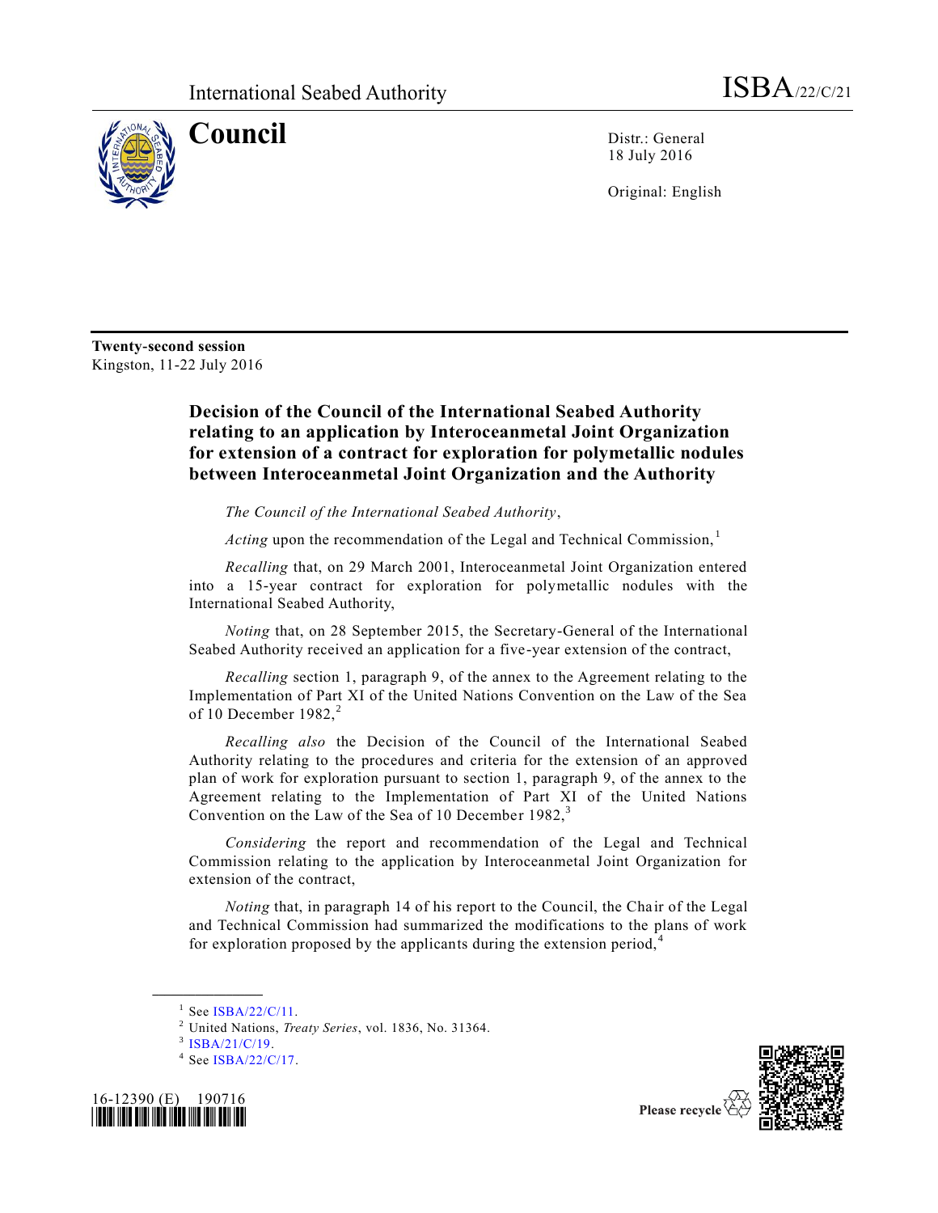International Seabed Authority ISBA/22/C/21

# Council

Distr.: General
18 July 2016

Original: English

**Twenty-second session**
Kingston, 11-22 July 2016

## Decision of the Council of the International Seabed Authority relating to an application by Interoceanmetal Joint Organization for extension of a contract for exploration for polymetallic nodules between Interoceanmetal Joint Organization and the Authority

*The Council of the International Seabed Authority*,

*Acting* upon the recommendation of the Legal and Technical Commission,[1]

*Recalling* that, on 29 March 2001, Interoceanmetal Joint Organization entered into a 15-year contract for exploration for polymetallic nodules with the International Seabed Authority,

*Noting* that, on 28 September 2015, the Secretary-General of the International Seabed Authority received an application for a five-year extension of the contract,

*Recalling* section 1, paragraph 9, of the annex to the Agreement relating to the Implementation of Part XI of the United Nations Convention on the Law of the Sea of 10 December 1982,[2]

*Recalling also* the Decision of the Council of the International Seabed Authority relating to the procedures and criteria for the extension of an approved plan of work for exploration pursuant to section 1, paragraph 9, of the annex to the Agreement relating to the Implementation of Part XI of the United Nations Convention on the Law of the Sea of 10 December 1982,[3]

*Considering* the report and recommendation of the Legal and Technical Commission relating to the application by Interoceanmetal Joint Organization for extension of the contract,

*Noting* that, in paragraph 14 of his report to the Council, the Chair of the Legal and Technical Commission had summarized the modifications to the plans of work for exploration proposed by the applicants during the extension period,[4]

---

[1] See ISBA/22/C/11.

[2] United Nations, *Treaty Series*, vol. 1836, No. 31364.

[3] ISBA/21/C/19.

[4] See ISBA/22/C/17.

16-12390 (E) 190716

Please recycle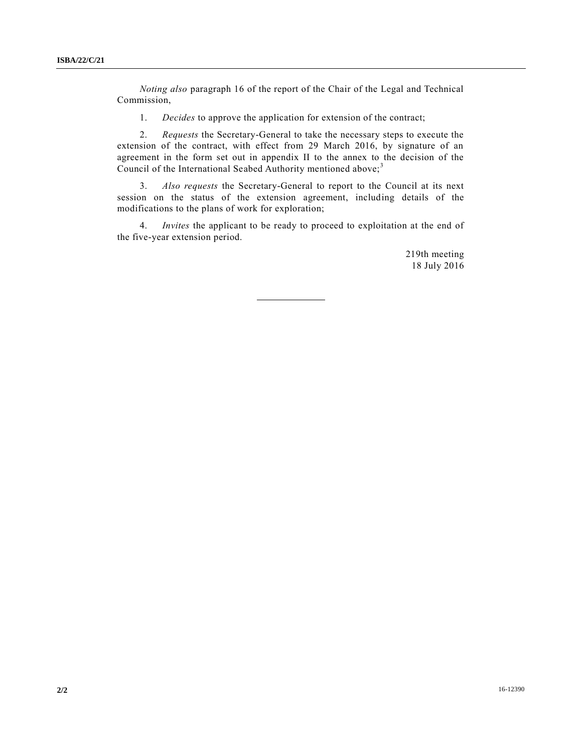*Noting also* paragraph 16 of the report of the Chair of the Legal and Technical Commission,

1. *Decides* to approve the application for extension of the contract;

2. *Requests* the Secretary-General to take the necessary steps to execute the extension of the contract, with effect from 29 March 2016, by signature of an agreement in the form set out in appendix II to the annex to the decision of the Council of the International Seabed Authority mentioned above;[3]

3. *Also requests* the Secretary-General to report to the Council at its next session on the status of the extension agreement, including details of the modifications to the plans of work for exploration;

4. *Invites* the applicant to be ready to proceed to exploitation at the end of the five-year extension period.

219th meeting
18 July 2016